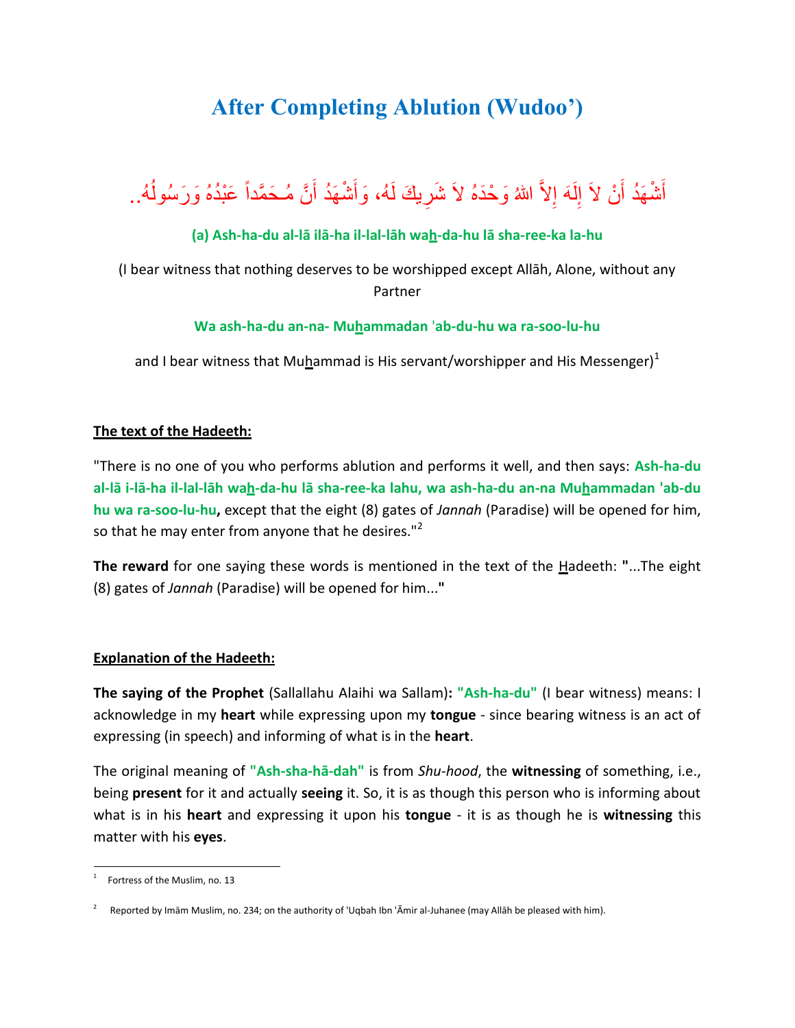# After Completing Ablution (Wudoo')

أَشْهَدُ أَنْ لاَ إِلَهَ إِلاَّ اللهُ وَحْدَهُ لاَ شَرِيكَ لَهُ، وَأَشْهَدُ أَنَّ مُـحَمَّداً عَبْدُهُ وَرَسُولُهُ..

**(a) Ash-ha-du al-lā ilā-ha il-lal-lāh wa<u>h</u>-da-hu lā sha-ree-ka la-hu**

(I bear witness that nothing deserves to be worshipped except Allāh, Alone, without any Partner

**Wa ash-ha-du an-na- Mu<u>h</u>ammadan 'ab-du-hu wa ra-soo-lu-hu**

and I bear witness that Mu<u>h</u>ammad is His servant/worshipper and His Messenger)[1]

**<u>The text of the Hadeeth:</u>**

"There is no one of you who performs ablution and performs it well, and then says: **Ash-ha-du al-lā i-lā-ha il-lal-lāh wa<u>h</u>-da-hu lā sha-ree-ka lahu, wa ash-ha-du an-na Mu<u>h</u>ammadan 'ab-du hu wa ra-soo-lu-hu,** except that the eight (8) gates of *Jannah* (Paradise) will be opened for him, so that he may enter from anyone that he desires."[2]

**The reward** for one saying these words is mentioned in the text of the <u>H</u>adeeth: **"**...The eight (8) gates of *Jannah* (Paradise) will be opened for him...**"**

**<u>Explanation of the Hadeeth:</u>**

**The saying of the Prophet** (Sallallahu Alaihi wa Sallam)**: "Ash-ha-du"** (I bear witness) means: I acknowledge in my **heart** while expressing upon my **tongue** - since bearing witness is an act of expressing (in speech) and informing of what is in the **heart**.

The original meaning of **"Ash-sha-hā-dah"** is from *Shu-hood*, the **witnessing** of something, i.e., being **present** for it and actually **seeing** it. So, it is as though this person who is informing about what is in his **heart** and expressing it upon his **tongue** - it is as though he is **witnessing** this matter with his **eyes**.

---

[1] Fortress of the Muslim, no. 13

[2] Reported by Imām Muslim, no. 234; on the authority of 'Uqbah Ibn 'Āmir al-Juhanee (may Allāh be pleased with him).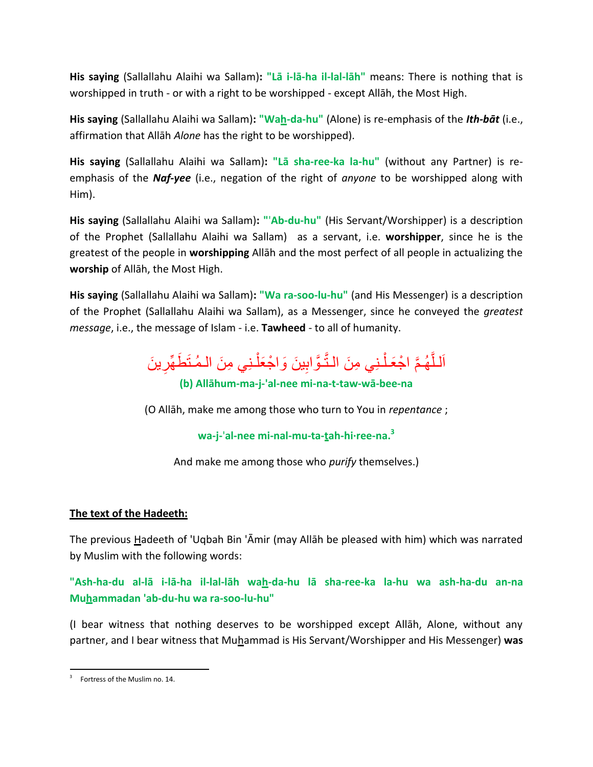**His saying** (Sallallahu Alaihi wa Sallam)**:** **"Lā i-lā-ha il-lal-lāh"** means: There is nothing that is worshipped in truth - or with a right to be worshipped - except Allāh, the Most High.

**His saying** (Sallallahu Alaihi wa Sallam)**:** **"Wa<u>h</u>-da-hu"** (Alone) is re-emphasis of the ***Ith-bāt*** (i.e., affirmation that Allāh *Alone* has the right to be worshipped).

**His saying** (Sallallahu Alaihi wa Sallam)**:** **"Lā sha-ree-ka la-hu"** (without any Partner) is re-emphasis of the ***Naf-yee*** (i.e., negation of the right of *anyone* to be worshipped along with Him).

**His saying** (Sallallahu Alaihi wa Sallam)**:** **"ˈAb-du-hu"** (His Servant/Worshipper) is a description of the Prophet (Sallallahu Alaihi wa Sallam) as a servant, i.e. **worshipper**, since he is the greatest of the people in **worshipping** Allāh and the most perfect of all people in actualizing the **worship** of Allāh, the Most High.

**His saying** (Sallallahu Alaihi wa Sallam)**:** **"Wa ra-soo-lu-hu"** (and His Messenger) is a description of the Prophet (Sallallahu Alaihi wa Sallam), as a Messenger, since he conveyed the *greatest message*, i.e., the message of Islam - i.e. **Tawheed** - to all of humanity.

اَللَّهُمَّ اجْعَلْنِي مِنَ التَّوَّابِينَ وَاجْعَلْنِي مِنَ المُتَطَهِّرِينَ

**(b) Allāhum-ma-j-'al-nee mi-na-t-taw-wā-bee-na**

(O Allāh, make me among those who turn to You in *repentance* ;

**wa-j-ˈal-nee mi-nal-mu-ta-<u>t</u>ah-hi·ree-na.**[3]

And make me among those who *purify* themselves.)

<u>**The text of the Hadeeth:**</u>

The previous <u>H</u>adeeth of 'Uqbah Bin 'Āmir (may Allāh be pleased with him) which was narrated by Muslim with the following words:

**"Ash-ha-du al-lā i-lā-ha il-lal-lāh wa<u>h</u>-da-hu lā sha-ree-ka la-hu wa ash-ha-du an-na Mu<u>h</u>ammadan 'ab-du-hu wa ra-soo-lu-hu"**

(I bear witness that nothing deserves to be worshipped except Allāh, Alone, without any partner, and I bear witness that Mu<u>h</u>ammad is His Servant/Worshipper and His Messenger) **was**

---

[3] Fortress of the Muslim no. 14.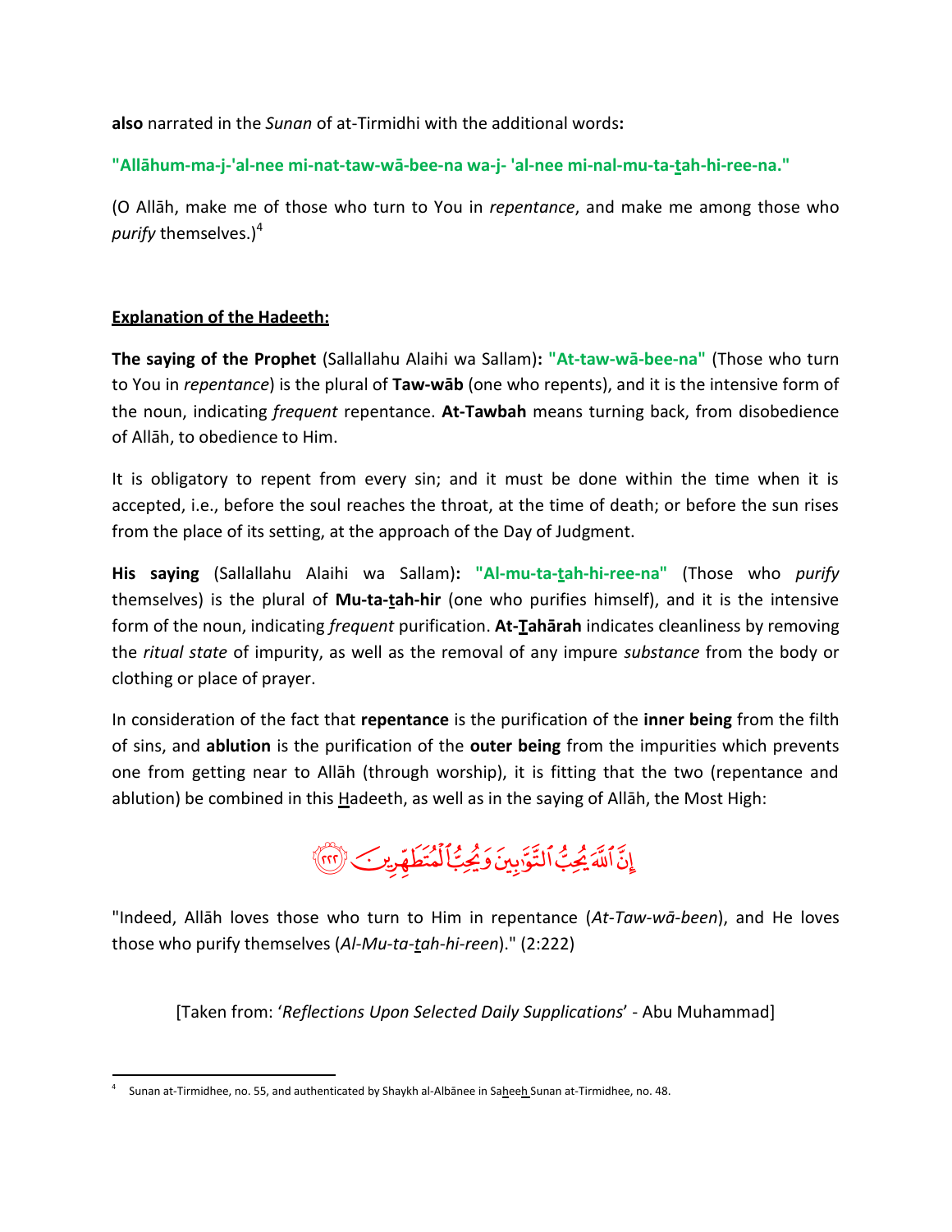**also** narrated in the *Sunan* of at-Tirmidhi with the additional words**:**

**"Allāhum-ma-j-'al-nee mi-nat-taw-wā-bee-na wa-j- 'al-nee mi-nal-mu-ta-ṯah-hi-ree-na."**

(O Allāh, make me of those who turn to You in *repentance*, and make me among those who *purify* themselves.)[4]

**Explanation of the Hadeeth:**

**The saying of the Prophet** (Sallallahu Alaihi wa Sallam)**: "At-taw-wā-bee-na"** (Those who turn to You in *repentance*) is the plural of **Taw-wāb** (one who repents), and it is the intensive form of the noun, indicating *frequent* repentance. **At-Tawbah** means turning back, from disobedience of Allāh, to obedience to Him.

It is obligatory to repent from every sin; and it must be done within the time when it is accepted, i.e., before the soul reaches the throat, at the time of death; or before the sun rises from the place of its setting, at the approach of the Day of Judgment.

**His saying** (Sallallahu Alaihi wa Sallam)**: "Al-mu-ta-ṯah-hi-ree-na"** (Those who *purify* themselves) is the plural of **Mu-ta-ṯah-hir** (one who purifies himself), and it is the intensive form of the noun, indicating *frequent* purification. **At-Ṯahārah** indicates cleanliness by removing the *ritual state* of impurity, as well as the removal of any impure *substance* from the body or clothing or place of prayer.

In consideration of the fact that **repentance** is the purification of the **inner being** from the filth of sins, and **ablution** is the purification of the **outer being** from the impurities which prevents one from getting near to Allāh (through worship), it is fitting that the two (repentance and ablution) be combined in this Hadeeth, as well as in the saying of Allāh, the Most High:

إِنَّ ٱللَّهَ يُحِبُّ ٱلتَّوَّٰبِينَ وَيُحِبُّ ٱلْمُتَطَهِّرِينَ ﴿٢٢٢﴾

"Indeed, Allāh loves those who turn to Him in repentance (*At-Taw-wā-been*), and He loves those who purify themselves (*Al-Mu-ta-ṯah-hi-reen*)." (2:222)

[Taken from: '*Reflections Upon Selected Daily Supplications*' - Abu Muhammad]

[4] Sunan at-Tirmidhee, no. 55, and authenticated by Shaykh al-Albānee in Saheeh Sunan at-Tirmidhee, no. 48.